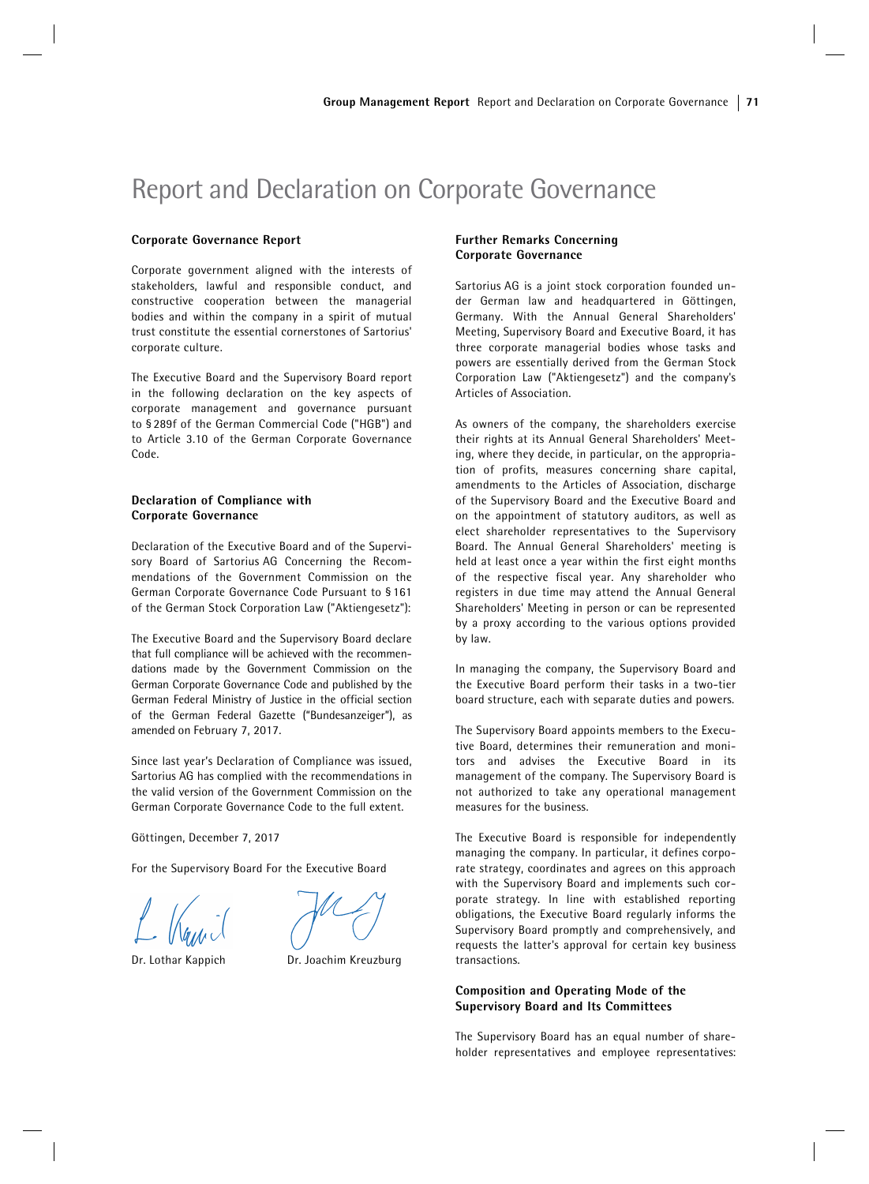# Report and Declaration on Corporate Governance

### Corporate Governance Report

Corporate government aligned with the interests of stakeholders, lawful and responsible conduct, and constructive cooperation between the managerial bodies and within the company in a spirit of mutual trust constitute the essential cornerstones of Sartorius' corporate culture.

The Executive Board and the Supervisory Board report in the following declaration on the key aspects of corporate management and governance pursuant to § 289f of the German Commercial Code ("HGB") and to Article 3.10 of the German Corporate Governance Code.

### Declaration of Compliance with Corporate Governance

Declaration of the Executive Board and of the Supervisory Board of Sartorius AG Concerning the Recommendations of the Government Commission on the German Corporate Governance Code Pursuant to § 161 of the German Stock Corporation Law ("Aktiengesetz"):

The Executive Board and the Supervisory Board declare that full compliance will be achieved with the recommendations made by the Government Commission on the German Corporate Governance Code and published by the German Federal Ministry of Justice in the official section of the German Federal Gazette ("Bundesanzeiger"), as amended on February 7, 2017.

Since last year's Declaration of Compliance was issued, Sartorius AG has complied with the recommendations in the valid version of the Government Commission on the German Corporate Governance Code to the full extent.

Göttingen, December 7, 2017

For the Supervisory Board For the Executive Board

Dr. Lothar Kappich Dr. Joachim Kreuzburg

### Further Remarks Concerning Corporate Governance

Sartorius AG is a joint stock corporation founded under German law and headquartered in Göttingen, Germany. With the Annual General Shareholders' Meeting, Supervisory Board and Executive Board, it has three corporate managerial bodies whose tasks and powers are essentially derived from the German Stock Corporation Law ("Aktiengesetz") and the company's Articles of Association.

As owners of the company, the shareholders exercise their rights at its Annual General Shareholders' Meeting, where they decide, in particular, on the appropriation of profits, measures concerning share capital, amendments to the Articles of Association, discharge of the Supervisory Board and the Executive Board and on the appointment of statutory auditors, as well as elect shareholder representatives to the Supervisory Board. The Annual General Shareholders' meeting is held at least once a year within the first eight months of the respective fiscal year. Any shareholder who registers in due time may attend the Annual General Shareholders' Meeting in person or can be represented by a proxy according to the various options provided by law.

In managing the company, the Supervisory Board and the Executive Board perform their tasks in a two-tier board structure, each with separate duties and powers.

The Supervisory Board appoints members to the Executive Board, determines their remuneration and monitors and advises the Executive Board in its management of the company. The Supervisory Board is not authorized to take any operational management measures for the business.

The Executive Board is responsible for independently managing the company. In particular, it defines corporate strategy, coordinates and agrees on this approach with the Supervisory Board and implements such corporate strategy. In line with established reporting obligations, the Executive Board regularly informs the Supervisory Board promptly and comprehensively, and requests the latter's approval for certain key business transactions.

### Composition and Operating Mode of the Supervisory Board and Its Committees

The Supervisory Board has an equal number of shareholder representatives and employee representatives: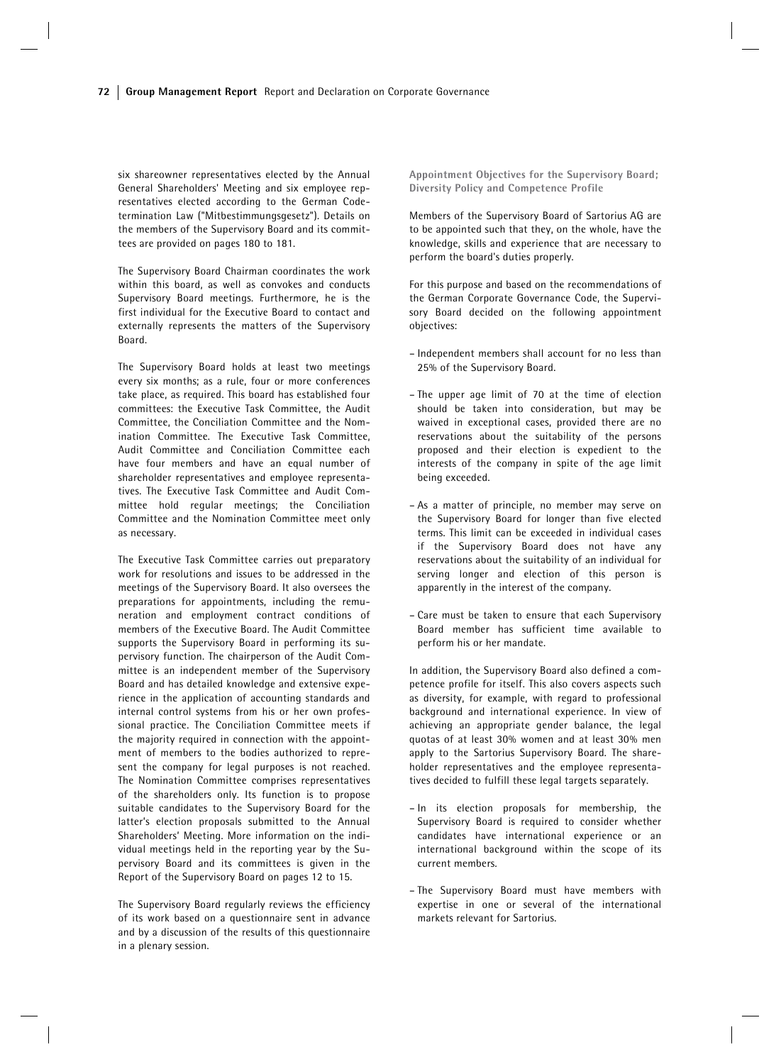six shareowner representatives elected by the Annual General Shareholders' Meeting and six employee representatives elected according to the German Codetermination Law ("Mitbestimmungsgesetz"). Details on the members of the Supervisory Board and its committees are provided on pages 180 to 181.

The Supervisory Board Chairman coordinates the work within this board, as well as convokes and conducts Supervisory Board meetings. Furthermore, he is the first individual for the Executive Board to contact and externally represents the matters of the Supervisory Board.

The Supervisory Board holds at least two meetings every six months; as a rule, four or more conferences take place, as required. This board has established four committees: the Executive Task Committee, the Audit Committee, the Conciliation Committee and the Nomination Committee. The Executive Task Committee, Audit Committee and Conciliation Committee each have four members and have an equal number of shareholder representatives and employee representatives. The Executive Task Committee and Audit Committee hold regular meetings; the Conciliation Committee and the Nomination Committee meet only as necessary.

The Executive Task Committee carries out preparatory work for resolutions and issues to be addressed in the meetings of the Supervisory Board. It also oversees the preparations for appointments, including the remuneration and employment contract conditions of members of the Executive Board. The Audit Committee supports the Supervisory Board in performing its supervisory function. The chairperson of the Audit Committee is an independent member of the Supervisory Board and has detailed knowledge and extensive experience in the application of accounting standards and internal control systems from his or her own professional practice. The Conciliation Committee meets if the majority required in connection with the appointment of members to the bodies authorized to represent the company for legal purposes is not reached. The Nomination Committee comprises representatives of the shareholders only. Its function is to propose suitable candidates to the Supervisory Board for the latter's election proposals submitted to the Annual Shareholders' Meeting. More information on the individual meetings held in the reporting year by the Supervisory Board and its committees is given in the Report of the Supervisory Board on pages 12 to 15.

The Supervisory Board regularly reviews the efficiency of its work based on a questionnaire sent in advance and by a discussion of the results of this questionnaire in a plenary session.

**Appointment Objectives for the Supervisory Board; Diversity Policy and Competence Profile**

Members of the Supervisory Board of Sartorius AG are to be appointed such that they, on the whole, have the knowledge, skills and experience that are necessary to perform the board's duties properly.

For this purpose and based on the recommendations of the German Corporate Governance Code, the Supervisory Board decided on the following appointment objectives:

- Independent members shall account for no less than 25% of the Supervisory Board.
- The upper age limit of 70 at the time of election should be taken into consideration, but may be waived in exceptional cases, provided there are no reservations about the suitability of the persons proposed and their election is expedient to the interests of the company in spite of the age limit being exceeded.
- As a matter of principle, no member may serve on the Supervisory Board for longer than five elected terms. This limit can be exceeded in individual cases if the Supervisory Board does not have any reservations about the suitability of an individual for serving longer and election of this person is apparently in the interest of the company.
- Care must be taken to ensure that each Supervisory Board member has sufficient time available to perform his or her mandate.

In addition, the Supervisory Board also defined a competence profile for itself. This also covers aspects such as diversity, for example, with regard to professional background and international experience. In view of achieving an appropriate gender balance, the legal quotas of at least 30% women and at least 30% men apply to the Sartorius Supervisory Board. The shareholder representatives and the employee representatives decided to fulfill these legal targets separately.

- In its election proposals for membership, the Supervisory Board is required to consider whether candidates have international experience or an international background within the scope of its current members.
- The Supervisory Board must have members with expertise in one or several of the international markets relevant for Sartorius.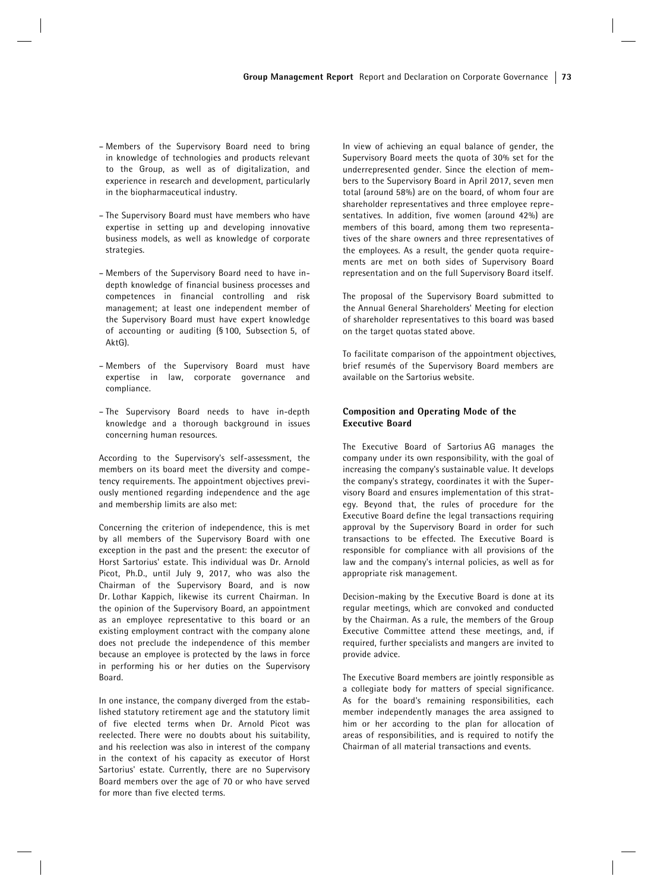- Members of the Supervisory Board need to bring in knowledge of technologies and products relevant to the Group, as well as of digitalization, and experience in research and development, particularly in the biopharmaceutical industry.

- The Supervisory Board must have members who have expertise in setting up and developing innovative business models, as well as knowledge of corporate strategies.

- Members of the Supervisory Board need to have in-depth knowledge of financial business processes and competences in financial controlling and risk management; at least one independent member of the Supervisory Board must have expert knowledge of accounting or auditing (§ 100, Subsection 5, of AktG).

- Members of the Supervisory Board must have expertise in law, corporate governance and compliance.

- The Supervisory Board needs to have in-depth knowledge and a thorough background in issues concerning human resources.

According to the Supervisory's self-assessment, the members on its board meet the diversity and competency requirements. The appointment objectives previously mentioned regarding independence and the age and membership limits are also met:

Concerning the criterion of independence, this is met by all members of the Supervisory Board with one exception in the past and the present: the executor of Horst Sartorius' estate. This individual was Dr. Arnold Picot, Ph.D., until July 9, 2017, who was also the Chairman of the Supervisory Board, and is now Dr. Lothar Kappich, likewise its current Chairman. In the opinion of the Supervisory Board, an appointment as an employee representative to this board or an existing employment contract with the company alone does not preclude the independence of this member because an employee is protected by the laws in force in performing his or her duties on the Supervisory Board.

In one instance, the company diverged from the established statutory retirement age and the statutory limit of five elected terms when Dr. Arnold Picot was reelected. There were no doubts about his suitability, and his reelection was also in interest of the company in the context of his capacity as executor of Horst Sartorius' estate. Currently, there are no Supervisory Board members over the age of 70 or who have served for more than five elected terms.

In view of achieving an equal balance of gender, the Supervisory Board meets the quota of 30% set for the underrepresented gender. Since the election of members to the Supervisory Board in April 2017, seven men total (around 58%) are on the board, of whom four are shareholder representatives and three employee representatives. In addition, five women (around 42%) are members of this board, among them two representatives of the share owners and three representatives of the employees. As a result, the gender quota requirements are met on both sides of Supervisory Board representation and on the full Supervisory Board itself.

The proposal of the Supervisory Board submitted to the Annual General Shareholders' Meeting for election of shareholder representatives to this board was based on the target quotas stated above.

To facilitate comparison of the appointment objectives, brief resumés of the Supervisory Board members are available on the Sartorius website.

### Composition and Operating Mode of the Executive Board

The Executive Board of Sartorius AG manages the company under its own responsibility, with the goal of increasing the company's sustainable value. It develops the company's strategy, coordinates it with the Supervisory Board and ensures implementation of this strategy. Beyond that, the rules of procedure for the Executive Board define the legal transactions requiring approval by the Supervisory Board in order for such transactions to be effected. The Executive Board is responsible for compliance with all provisions of the law and the company's internal policies, as well as for appropriate risk management.

Decision-making by the Executive Board is done at its regular meetings, which are convoked and conducted by the Chairman. As a rule, the members of the Group Executive Committee attend these meetings, and, if required, further specialists and mangers are invited to provide advice.

The Executive Board members are jointly responsible as a collegiate body for matters of special significance. As for the board's remaining responsibilities, each member independently manages the area assigned to him or her according to the plan for allocation of areas of responsibilities, and is required to notify the Chairman of all material transactions and events.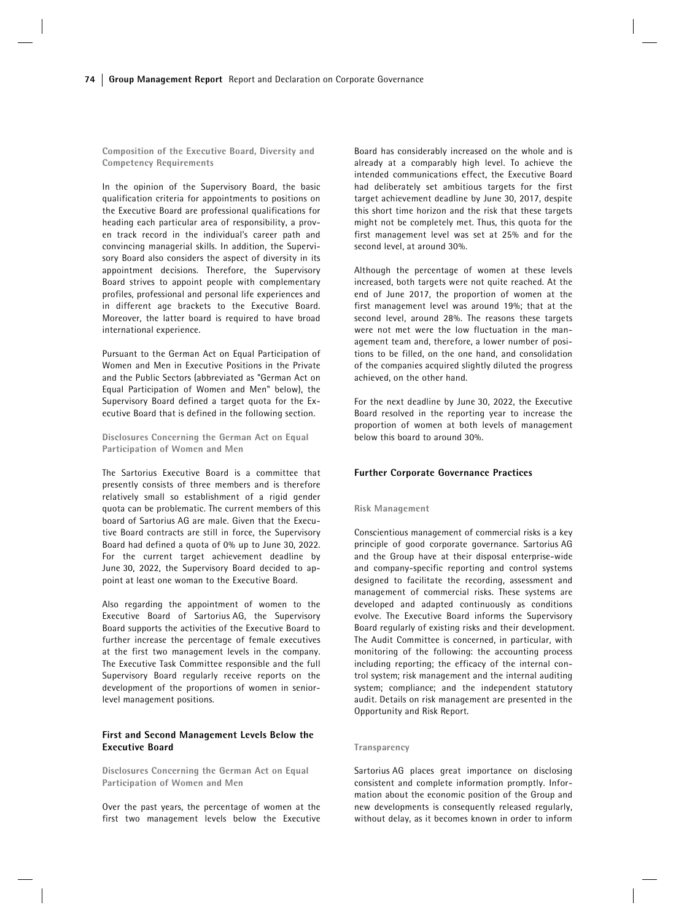### Composition of the Executive Board, Diversity and Competency Requirements

In the opinion of the Supervisory Board, the basic qualification criteria for appointments to positions on the Executive Board are professional qualifications for heading each particular area of responsibility, a proven track record in the individual's career path and convincing managerial skills. In addition, the Supervisory Board also considers the aspect of diversity in its appointment decisions. Therefore, the Supervisory Board strives to appoint people with complementary profiles, professional and personal life experiences and in different age brackets to the Executive Board. Moreover, the latter board is required to have broad international experience.

Pursuant to the German Act on Equal Participation of Women and Men in Executive Positions in the Private and the Public Sectors (abbreviated as "German Act on Equal Participation of Women and Men" below), the Supervisory Board defined a target quota for the Executive Board that is defined in the following section.

### Disclosures Concerning the German Act on Equal Participation of Women and Men

The Sartorius Executive Board is a committee that presently consists of three members and is therefore relatively small so establishment of a rigid gender quota can be problematic. The current members of this board of Sartorius AG are male. Given that the Executive Board contracts are still in force, the Supervisory Board had defined a quota of 0% up to June 30, 2022. For the current target achievement deadline by June 30, 2022, the Supervisory Board decided to appoint at least one woman to the Executive Board.

Also regarding the appointment of women to the Executive Board of Sartorius AG, the Supervisory Board supports the activities of the Executive Board to further increase the percentage of female executives at the first two management levels in the company. The Executive Task Committee responsible and the full Supervisory Board regularly receive reports on the development of the proportions of women in senior-level management positions.

## First and Second Management Levels Below the Executive Board

### Disclosures Concerning the German Act on Equal Participation of Women and Men

Over the past years, the percentage of women at the first two management levels below the Executive Board has considerably increased on the whole and is already at a comparably high level. To achieve the intended communications effect, the Executive Board had deliberately set ambitious targets for the first target achievement deadline by June 30, 2017, despite this short time horizon and the risk that these targets might not be completely met. Thus, this quota for the first management level was set at 25% and for the second level, at around 30%.

Although the percentage of women at these levels increased, both targets were not quite reached. At the end of June 2017, the proportion of women at the first management level was around 19%; that at the second level, around 28%. The reasons these targets were not met were the low fluctuation in the management team and, therefore, a lower number of positions to be filled, on the one hand, and consolidation of the companies acquired slightly diluted the progress achieved, on the other hand.

For the next deadline by June 30, 2022, the Executive Board resolved in the reporting year to increase the proportion of women at both levels of management below this board to around 30%.

## Further Corporate Governance Practices

### Risk Management

Conscientious management of commercial risks is a key principle of good corporate governance. Sartorius AG and the Group have at their disposal enterprise-wide and company-specific reporting and control systems designed to facilitate the recording, assessment and management of commercial risks. These systems are developed and adapted continuously as conditions evolve. The Executive Board informs the Supervisory Board regularly of existing risks and their development. The Audit Committee is concerned, in particular, with monitoring of the following: the accounting process including reporting; the efficacy of the internal control system; risk management and the internal auditing system; compliance; and the independent statutory audit. Details on risk management are presented in the Opportunity and Risk Report.

### Transparency

Sartorius AG places great importance on disclosing consistent and complete information promptly. Information about the economic position of the Group and new developments is consequently released regularly, without delay, as it becomes known in order to inform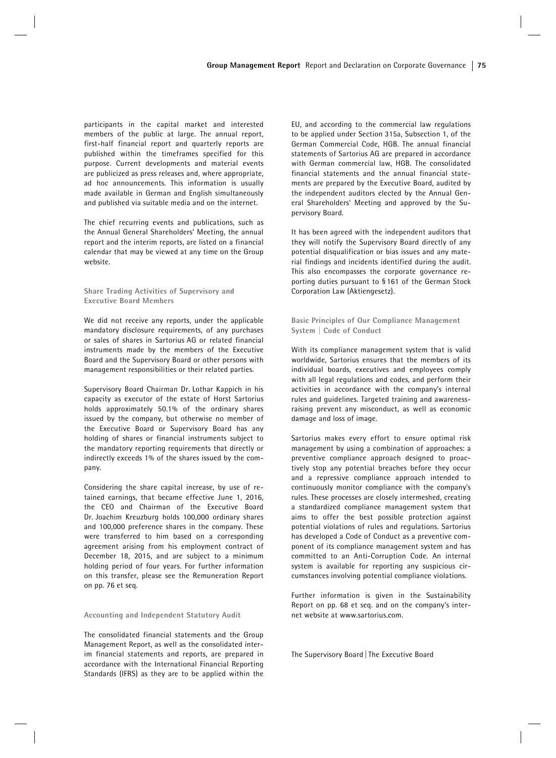participants in the capital market and interested members of the public at large. The annual report, first-half financial report and quarterly reports are published within the timeframes specified for this purpose. Current developments and material events are publicized as press releases and, where appropriate, ad hoc announcements. This information is usually made available in German and English simultaneously and published via suitable media and on the internet.

The chief recurring events and publications, such as the Annual General Shareholders' Meeting, the annual report and the interim reports, are listed on a financial calendar that may be viewed at any time on the Group website.

### Share Trading Activities of Supervisory and Executive Board Members

We did not receive any reports, under the applicable mandatory disclosure requirements, of any purchases or sales of shares in Sartorius AG or related financial instruments made by the members of the Executive Board and the Supervisory Board or other persons with management responsibilities or their related parties.

Supervisory Board Chairman Dr. Lothar Kappich in his capacity as executor of the estate of Horst Sartorius holds approximately 50.1% of the ordinary shares issued by the company, but otherwise no member of the Executive Board or Supervisory Board has any holding of shares or financial instruments subject to the mandatory reporting requirements that directly or indirectly exceeds 1% of the shares issued by the company.

Considering the share capital increase, by use of retained earnings, that became effective June 1, 2016, the CEO and Chairman of the Executive Board Dr. Joachim Kreuzburg holds 100,000 ordinary shares and 100,000 preference shares in the company. These were transferred to him based on a corresponding agreement arising from his employment contract of December 18, 2015, and are subject to a minimum holding period of four years. For further information on this transfer, please see the Remuneration Report on pp. 76 et seq.

### Accounting and Independent Statutory Audit

The consolidated financial statements and the Group Management Report, as well as the consolidated interim financial statements and reports, are prepared in accordance with the International Financial Reporting Standards (IFRS) as they are to be applied within the EU, and according to the commercial law regulations to be applied under Section 315a, Subsection 1, of the German Commercial Code, HGB. The annual financial statements of Sartorius AG are prepared in accordance with German commercial law, HGB. The consolidated financial statements and the annual financial statements are prepared by the Executive Board, audited by the independent auditors elected by the Annual General Shareholders' Meeting and approved by the Supervisory Board.

It has been agreed with the independent auditors that they will notify the Supervisory Board directly of any potential disqualification or bias issues and any material findings and incidents identified during the audit. This also encompasses the corporate governance reporting duties pursuant to § 161 of the German Stock Corporation Law (Aktiengesetz).

### Basic Principles of Our Compliance Management System | Code of Conduct

With its compliance management system that is valid worldwide, Sartorius ensures that the members of its individual boards, executives and employees comply with all legal regulations and codes, and perform their activities in accordance with the company's internal rules and guidelines. Targeted training and awareness-raising prevent any misconduct, as well as economic damage and loss of image.

Sartorius makes every effort to ensure optimal risk management by using a combination of approaches: a preventive compliance approach designed to proactively stop any potential breaches before they occur and a repressive compliance approach intended to continuously monitor compliance with the company's rules. These processes are closely intermeshed, creating a standardized compliance management system that aims to offer the best possible protection against potential violations of rules and regulations. Sartorius has developed a Code of Conduct as a preventive component of its compliance management system and has committed to an Anti-Corruption Code. An internal system is available for reporting any suspicious circumstances involving potential compliance violations.

Further information is given in the Sustainability Report on pp. 68 et seq. and on the company's internet website at www.sartorius.com.

The Supervisory Board | The Executive Board